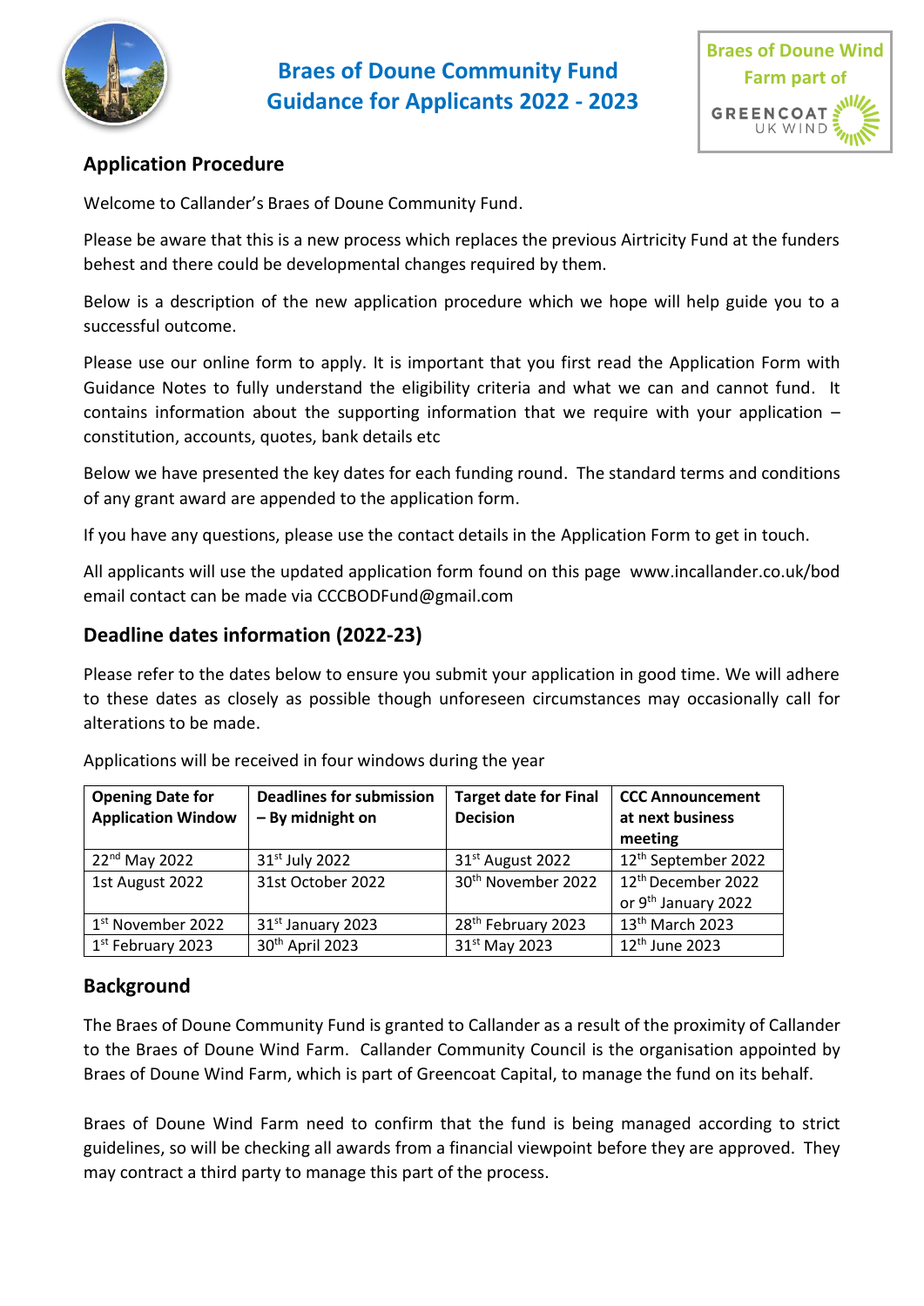# Braes of Doune Community Fund Guidance for Applicants 2022 - 2023

Braes of Doune Wind Farm part of GREENCOAT UK WIND

## Application Procedure

Welcome to Callander's Braes of Doune Community Fund.

Please be aware that this is a new process which replaces the previous Airtricity Fund at the funders behest and there could be developmental changes required by them.

Below is a description of the new application procedure which we hope will help guide you to a successful outcome.

Please use our online form to apply. It is important that you first read the Application Form with Guidance Notes to fully understand the eligibility criteria and what we can and cannot fund. It contains information about the supporting information that we require with your application – constitution, accounts, quotes, bank details etc

Below we have presented the key dates for each funding round. The standard terms and conditions of any grant award are appended to the application form.

If you have any questions, please use the contact details in the Application Form to get in touch.

All applicants will use the updated application form found on this page www.incallander.co.uk/bod email contact can be made via CCCBODFund@gmail.com

## Deadline dates information (2022-23)

Please refer to the dates below to ensure you submit your application in good time. We will adhere to these dates as closely as possible though unforeseen circumstances may occasionally call for alterations to be made.

Applications will be received in four windows during the year

| Opening Date for Application Window | Deadlines for submission – By midnight on | Target date for Final Decision | CCC Announcement at next business meeting |
|---|---|---|---|
| 22nd May 2022 | 31st July 2022 | 31st August 2022 | 12th September 2022 |
| 1st August 2022 | 31st October 2022 | 30th November 2022 | 12th December 2022 or 9th January 2022 |
| 1st November 2022 | 31st January 2023 | 28th February 2023 | 13th March 2023 |
| 1st February 2023 | 30th April 2023 | 31st May 2023 | 12th June 2023 |

## Background

The Braes of Doune Community Fund is granted to Callander as a result of the proximity of Callander to the Braes of Doune Wind Farm. Callander Community Council is the organisation appointed by Braes of Doune Wind Farm, which is part of Greencoat Capital, to manage the fund on its behalf.

Braes of Doune Wind Farm need to confirm that the fund is being managed according to strict guidelines, so will be checking all awards from a financial viewpoint before they are approved. They may contract a third party to manage this part of the process.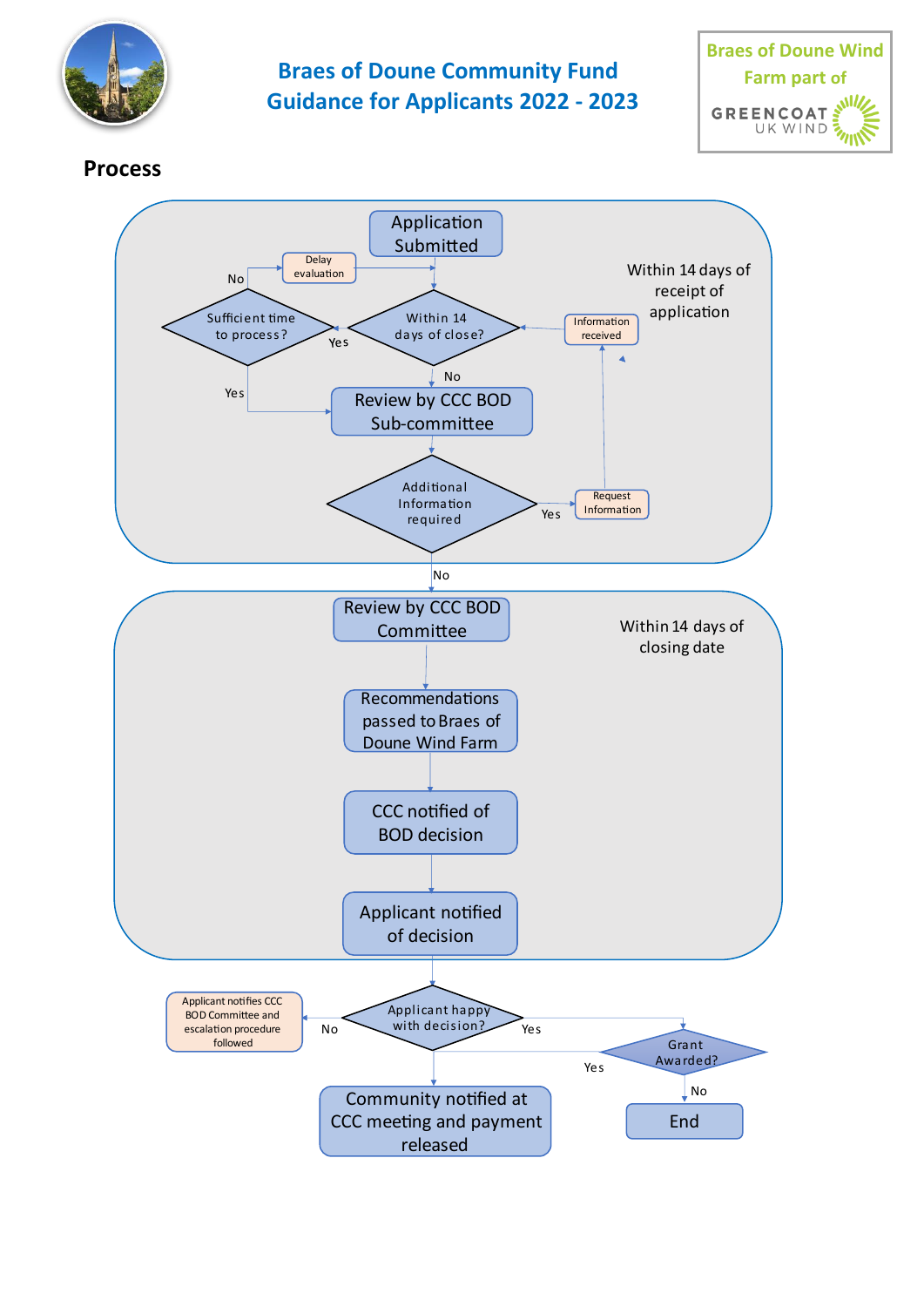# Braes of Doune Community Fund
# Guidance for Applicants 2022 - 2023

Braes of Doune Wind Farm part of GREENCOAT UK WIND

## Process

Application Submitted

Within 14 days of receipt of application

Within 14 days of close?

- Yes → Sufficient time to process?
  - No → Delay evaluation → Within 14 days of close?
  - Yes → Review by CCC BOD Sub-committee
- No → Review by CCC BOD Sub-committee

Review by CCC BOD Sub-committee → Additional Information required

- Yes → Request Information → Information received → Within 14 days of close?
- No → Review by CCC BOD Committee

Within 14 days of closing date

Review by CCC BOD Committee → Recommendations passed to Braes of Doune Wind Farm → CCC notified of BOD decision → Applicant notified of decision

Applicant happy with decision?

- No → Applicant notifies CCC BOD Committee and escalation procedure followed
- Yes → Grant Awarded?
  - Yes → Community notified at CCC meeting and payment released
  - No → End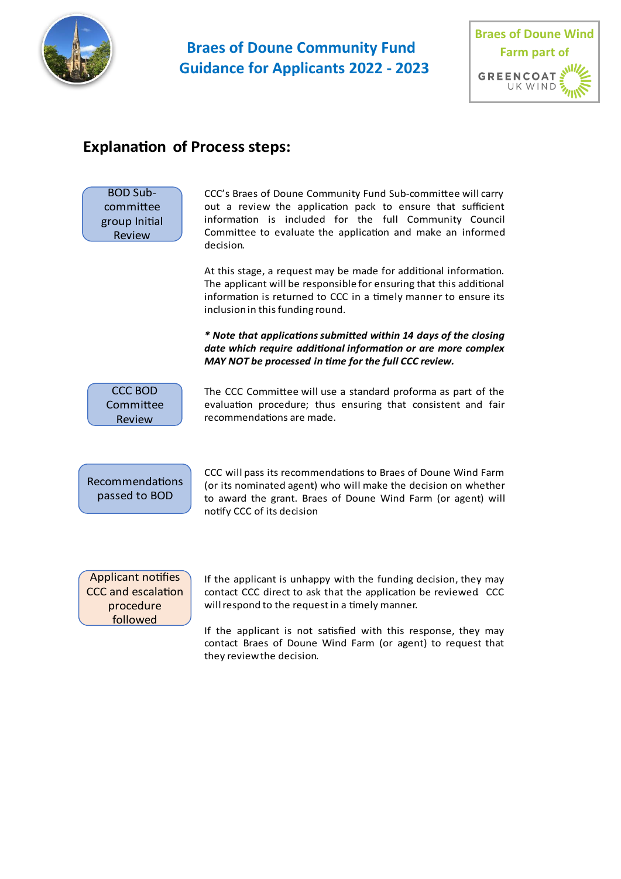# Braes of Doune Community Fund Guidance for Applicants 2022 - 2023

Braes of Doune Wind Farm part of GREENCOAT UK WIND

## Explanation of Process steps:

**BOD Sub-committee group Initial Review**

CCC's Braes of Doune Community Fund Sub-committee will carry out a review the application pack to ensure that sufficient information is included for the full Community Council Committee to evaluate the application and make an informed decision.

At this stage, a request may be made for additional information. The applicant will be responsible for ensuring that this additional information is returned to CCC in a timely manner to ensure its inclusion in this funding round.

***\* Note that applications submitted within 14 days of the closing date which require additional information or are more complex MAY NOT be processed in time for the full CCC review.***

**CCC BOD Committee Review**

The CCC Committee will use a standard proforma as part of the evaluation procedure; thus ensuring that consistent and fair recommendations are made.

**Recommendations passed to BOD**

CCC will pass its recommendations to Braes of Doune Wind Farm (or its nominated agent) who will make the decision on whether to award the grant. Braes of Doune Wind Farm (or agent) will notify CCC of its decision

**Applicant notifies CCC and escalation procedure followed**

If the applicant is unhappy with the funding decision, they may contact CCC direct to ask that the application be reviewed. CCC will respond to the request in a timely manner.

If the applicant is not satisfied with this response, they may contact Braes of Doune Wind Farm (or agent) to request that they review the decision.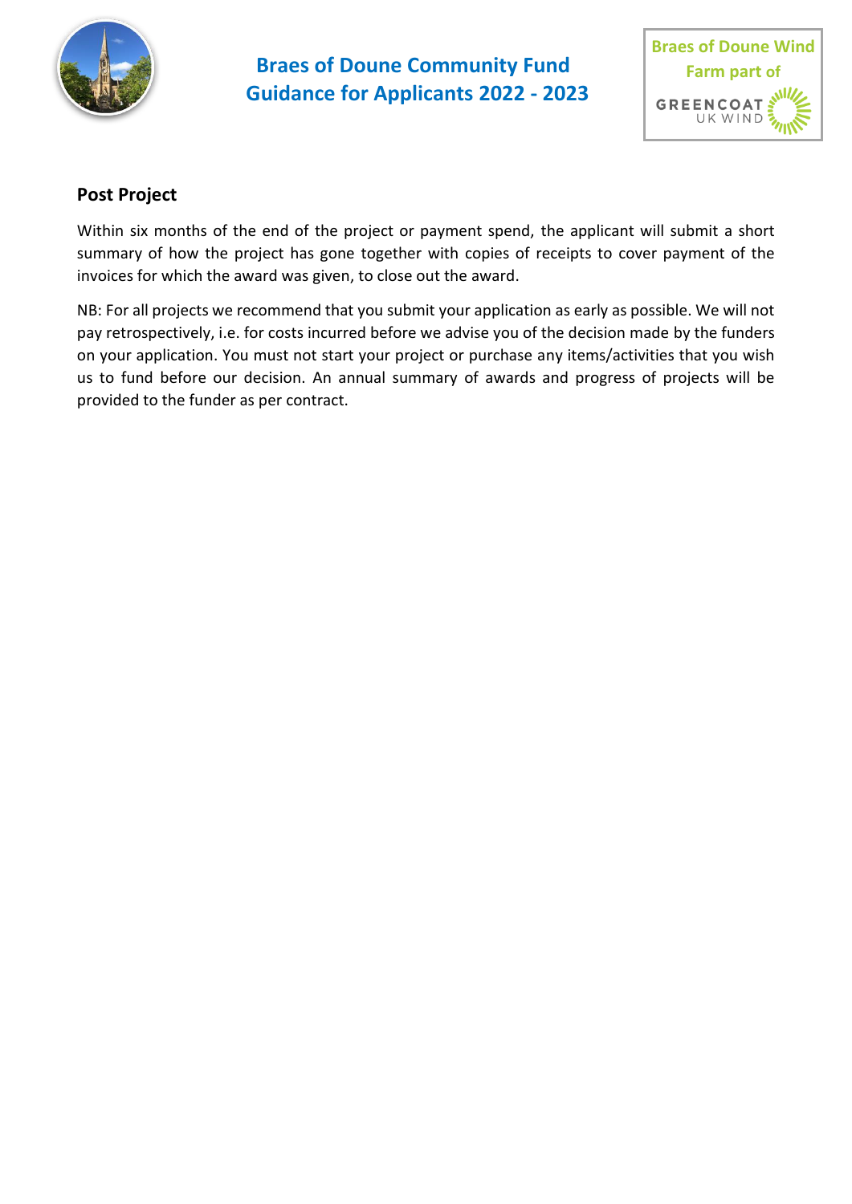## Post Project

Within six months of the end of the project or payment spend, the applicant will submit a short summary of how the project has gone together with copies of receipts to cover payment of the invoices for which the award was given, to close out the award.

NB: For all projects we recommend that you submit your application as early as possible. We will not pay retrospectively, i.e. for costs incurred before we advise you of the decision made by the funders on your application. You must not start your project or purchase any items/activities that you wish us to fund before our decision. An annual summary of awards and progress of projects will be provided to the funder as per contract.